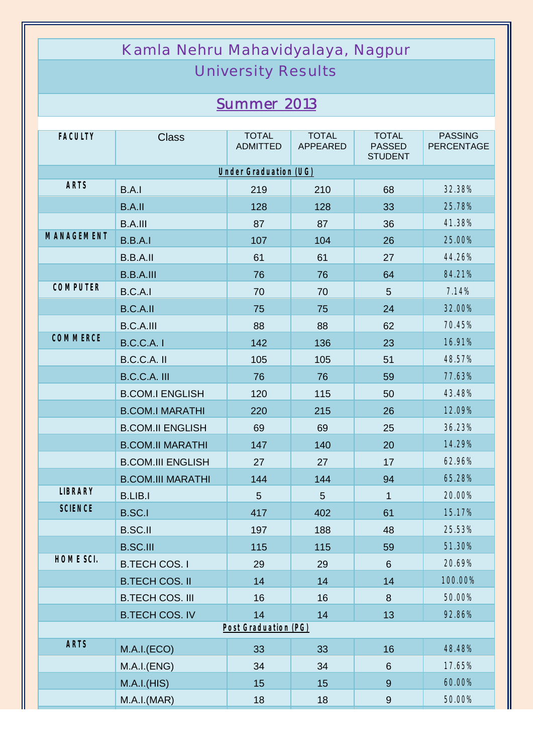# Kamla Nehru Mahavidyalaya, Nagpur

## University Results

## Summer 2013

| FACULTY | Class | TOTAL ADMITTED | TOTAL APPEARED | TOTAL PASSED STUDENT | PASSING PERCENTAGE |
|---|---|---|---|---|---|
| **Under Graduation (UG)** | | | | | |
| ARTS | B.A.I | 219 | 210 | 68 | 32.38% |
| | B.A.II | 128 | 128 | 33 | 25.78% |
| | B.A.III | 87 | 87 | 36 | 41.38% |
| MANAGEMENT | B.B.A.I | 107 | 104 | 26 | 25.00% |
| | B.B.A.II | 61 | 61 | 27 | 44.26% |
| | B.B.A.III | 76 | 76 | 64 | 84.21% |
| COMPUTER | B.C.A.I | 70 | 70 | 5 | 7.14% |
| | B.C.A.II | 75 | 75 | 24 | 32.00% |
| | B.C.A.III | 88 | 88 | 62 | 70.45% |
| COMMERCE | B.C.C.A. I | 142 | 136 | 23 | 16.91% |
| | B.C.C.A. II | 105 | 105 | 51 | 48.57% |
| | B.C.C.A. III | 76 | 76 | 59 | 77.63% |
| | B.COM.I ENGLISH | 120 | 115 | 50 | 43.48% |
| | B.COM.I MARATHI | 220 | 215 | 26 | 12.09% |
| | B.COM.II ENGLISH | 69 | 69 | 25 | 36.23% |
| | B.COM.II MARATHI | 147 | 140 | 20 | 14.29% |
| | B.COM.III ENGLISH | 27 | 27 | 17 | 62.96% |
| | B.COM.III MARATHI | 144 | 144 | 94 | 65.28% |
| LIBRARY | B.LIB.I | 5 | 5 | 1 | 20.00% |
| SCIENCE | B.SC.I | 417 | 402 | 61 | 15.17% |
| | B.SC.II | 197 | 188 | 48 | 25.53% |
| | B.SC.III | 115 | 115 | 59 | 51.30% |
| HOME SCI. | B.TECH COS. I | 29 | 29 | 6 | 20.69% |
| | B.TECH COS. II | 14 | 14 | 14 | 100.00% |
| | B.TECH COS. III | 16 | 16 | 8 | 50.00% |
| | B.TECH COS. IV | 14 | 14 | 13 | 92.86% |
| **Post Graduation (PG)** | | | | | |
| ARTS | M.A.I.(ECO) | 33 | 33 | 16 | 48.48% |
| | M.A.I.(ENG) | 34 | 34 | 6 | 17.65% |
| | M.A.I.(HIS) | 15 | 15 | 9 | 60.00% |
| | M.A.I.(MAR) | 18 | 18 | 9 | 50.00% |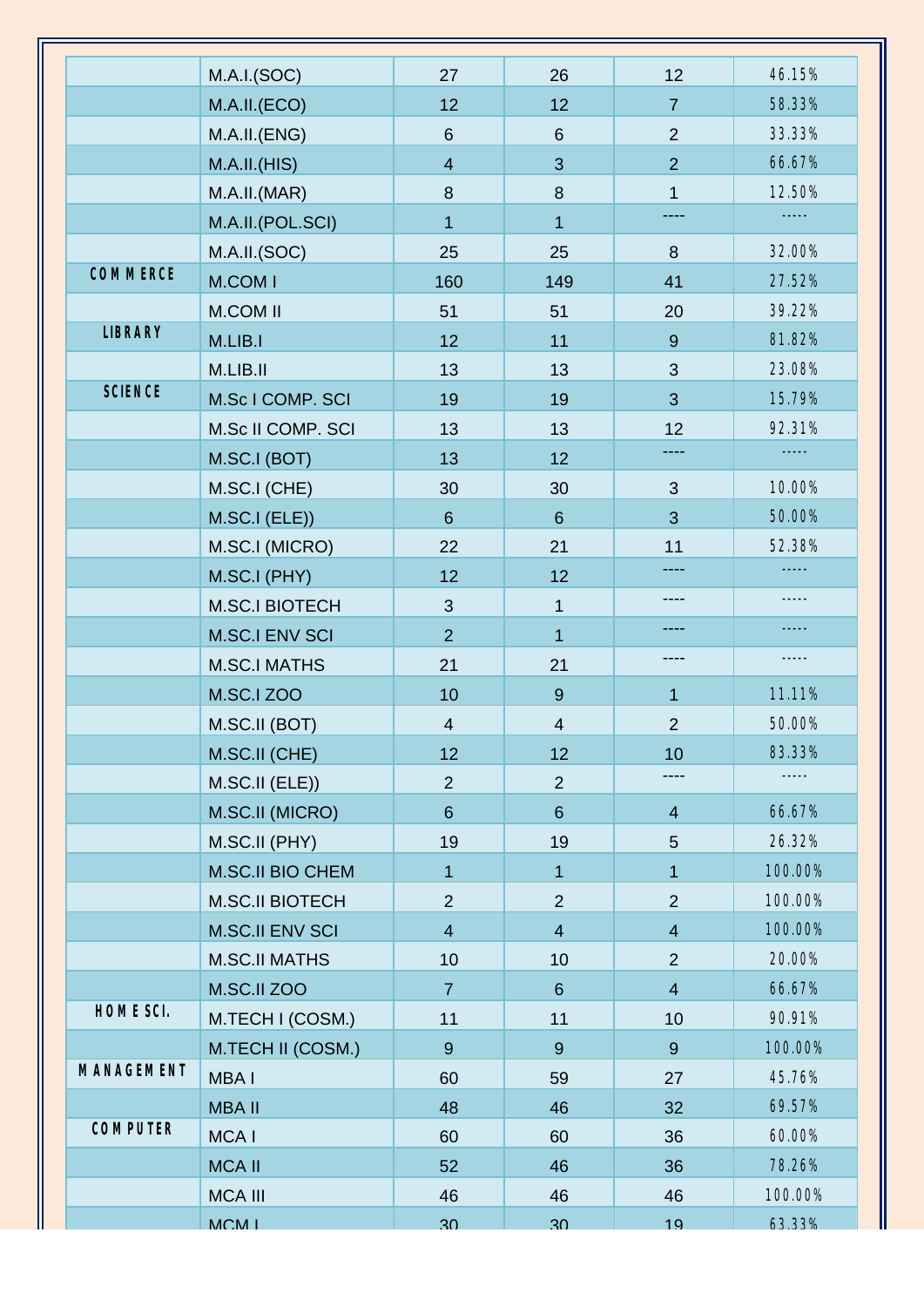| | M.A.I.(SOC) | 27 | 26 | 12 | 46.15% |
|---|---|---|---|---|---|
| | M.A.II.(ECO) | 12 | 12 | 7 | 58.33% |
| | M.A.II.(ENG) | 6 | 6 | 2 | 33.33% |
| | M.A.II.(HIS) | 4 | 3 | 2 | 66.67% |
| | M.A.II.(MAR) | 8 | 8 | 1 | 12.50% |
| | M.A.II.(POL.SCI) | 1 | 1 | ---- | ----- |
| | M.A.II.(SOC) | 25 | 25 | 8 | 32.00% |
| COMMERCE | M.COM I | 160 | 149 | 41 | 27.52% |
| | M.COM II | 51 | 51 | 20 | 39.22% |
| LIBRARY | M.LIB.I | 12 | 11 | 9 | 81.82% |
| | M.LIB.II | 13 | 13 | 3 | 23.08% |
| SCIENCE | M.Sc I COMP. SCI | 19 | 19 | 3 | 15.79% |
| | M.Sc II COMP. SCI | 13 | 13 | 12 | 92.31% |
| | M.SC.I (BOT) | 13 | 12 | ---- | ----- |
| | M.SC.I (CHE) | 30 | 30 | 3 | 10.00% |
| | M.SC.I (ELE)) | 6 | 6 | 3 | 50.00% |
| | M.SC.I (MICRO) | 22 | 21 | 11 | 52.38% |
| | M.SC.I (PHY) | 12 | 12 | ---- | ----- |
| | M.SC.I BIOTECH | 3 | 1 | ---- | ----- |
| | M.SC.I ENV SCI | 2 | 1 | ---- | ----- |
| | M.SC.I MATHS | 21 | 21 | ---- | ----- |
| | M.SC.I ZOO | 10 | 9 | 1 | 11.11% |
| | M.SC.II (BOT) | 4 | 4 | 2 | 50.00% |
| | M.SC.II (CHE) | 12 | 12 | 10 | 83.33% |
| | M.SC.II (ELE)) | 2 | 2 | ---- | ----- |
| | M.SC.II (MICRO) | 6 | 6 | 4 | 66.67% |
| | M.SC.II (PHY) | 19 | 19 | 5 | 26.32% |
| | M.SC.II BIO CHEM | 1 | 1 | 1 | 100.00% |
| | M.SC.II BIOTECH | 2 | 2 | 2 | 100.00% |
| | M.SC.II ENV SCI | 4 | 4 | 4 | 100.00% |
| | M.SC.II MATHS | 10 | 10 | 2 | 20.00% |
| | M.SC.II ZOO | 7 | 6 | 4 | 66.67% |
| HOME SCI. | M.TECH I (COSM.) | 11 | 11 | 10 | 90.91% |
| | M.TECH II (COSM.) | 9 | 9 | 9 | 100.00% |
| MANAGEMENT | MBA I | 60 | 59 | 27 | 45.76% |
| | MBA II | 48 | 46 | 32 | 69.57% |
| COMPUTER | MCA I | 60 | 60 | 36 | 60.00% |
| | MCA II | 52 | 46 | 36 | 78.26% |
| | MCA III | 46 | 46 | 46 | 100.00% |
| | MCM I | 30 | 30 | 19 | 63.33% |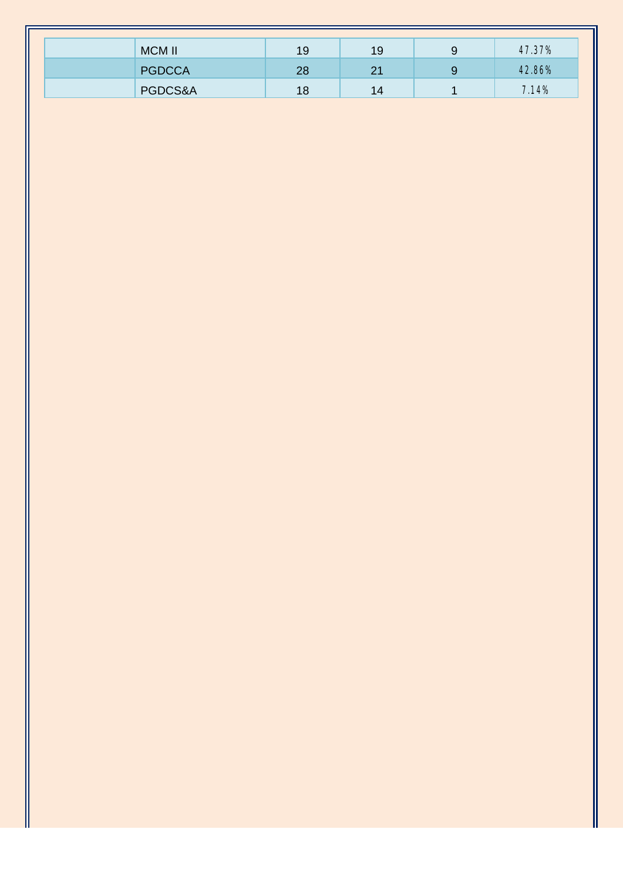| | | | | | |
|---|---|---|---|---|---|
| | MCM II | 19 | 19 | 9 | 47.37% |
| | PGDCCA | 28 | 21 | 9 | 42.86% |
| | PGDCS&A | 18 | 14 | 1 | 7.14% |